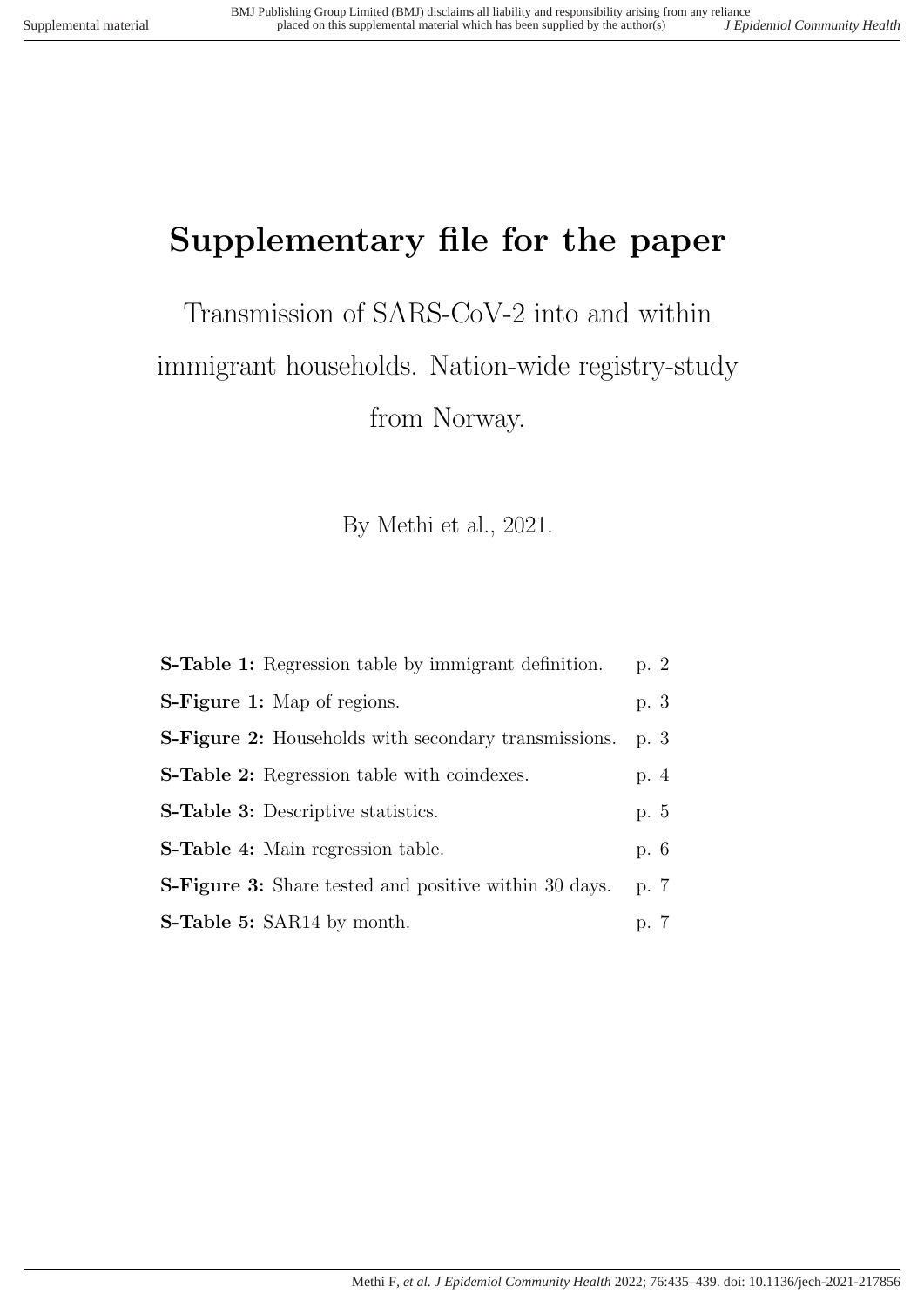# Supplementary file for the paper

Transmission of SARS-CoV-2 into and within immigrant households. Nation-wide registry-study from Norway.

By Methi et al., 2021.

| | |
|---|---|
| **S-Table 1:** Regression table by immigrant definition. | p. 2 |
| **S-Figure 1:** Map of regions. | p. 3 |
| **S-Figure 2:** Households with secondary transmissions. | p. 3 |
| **S-Table 2:** Regression table with coindexes. | p. 4 |
| **S-Table 3:** Descriptive statistics. | p. 5 |
| **S-Table 4:** Main regression table. | p. 6 |
| **S-Figure 3:** Share tested and positive within 30 days. | p. 7 |
| **S-Table 5:** SAR14 by month. | p. 7 |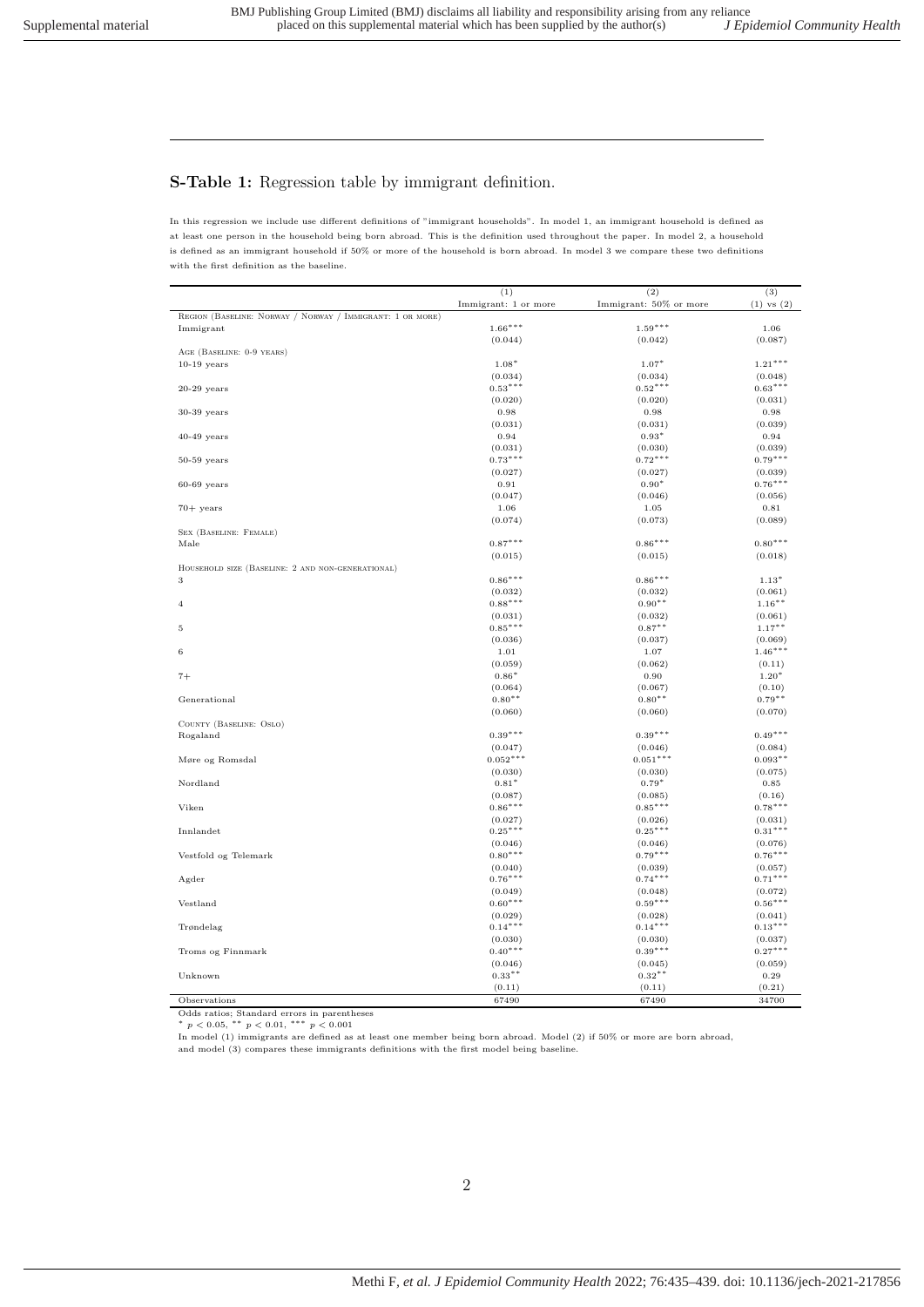## **S-Table 1:** Regression table by immigrant definition.

In this regression we include use different definitions of "immigrant households". In model 1, an immigrant household is defined as at least one person in the household being born abroad. This is the definition used throughout the paper. In model 2, a household is defined as an immigrant household if 50% or more of the household is born abroad. In model 3 we compare these two definitions with the first definition as the baseline.

| | (1) | (2) | (3) |
|---|---|---|---|
| | Immigrant: 1 or more | Immigrant: 50% or more | (1) vs (2) |
| REGION (BASELINE: NORWAY / NORWAY / IMMIGRANT: 1 OR MORE) | | | |
| Immigrant | 1.66*** | 1.59*** | 1.06 |
| | (0.044) | (0.042) | (0.087) |
| AGE (BASELINE: 0-9 YEARS) | | | |
| 10-19 years | 1.08* | 1.07* | 1.21*** |
| | (0.034) | (0.034) | (0.048) |
| 20-29 years | 0.53*** | 0.52*** | 0.63*** |
| | (0.020) | (0.020) | (0.031) |
| 30-39 years | 0.98 | 0.98 | 0.98 |
| | (0.031) | (0.031) | (0.039) |
| 40-49 years | 0.94 | 0.93* | 0.94 |
| | (0.031) | (0.030) | (0.039) |
| 50-59 years | 0.73*** | 0.72*** | 0.79*** |
| | (0.027) | (0.027) | (0.039) |
| 60-69 years | 0.91 | 0.90* | 0.76*** |
| | (0.047) | (0.046) | (0.056) |
| 70+ years | 1.06 | 1.05 | 0.81 |
| | (0.074) | (0.073) | (0.089) |
| SEX (BASELINE: FEMALE) | | | |
| Male | 0.87*** | 0.86*** | 0.80*** |
| | (0.015) | (0.015) | (0.018) |
| HOUSEHOLD SIZE (BASELINE: 2 AND NON-GENERATIONAL) | | | |
| 3 | 0.86*** | 0.86*** | 1.13* |
| | (0.032) | (0.032) | (0.061) |
| 4 | 0.88*** | 0.90** | 1.16** |
| | (0.031) | (0.032) | (0.061) |
| 5 | 0.85*** | 0.87** | 1.17** |
| | (0.036) | (0.037) | (0.069) |
| 6 | 1.01 | 1.07 | 1.46*** |
| | (0.059) | (0.062) | (0.11) |
| 7+ | 0.86* | 0.90 | 1.20* |
| | (0.064) | (0.067) | (0.10) |
| Generational | 0.80** | 0.80** | 0.79** |
| | (0.060) | (0.060) | (0.070) |
| COUNTY (BASELINE: OSLO) | | | |
| Rogaland | 0.39*** | 0.39*** | 0.49*** |
| | (0.047) | (0.046) | (0.084) |
| Møre og Romsdal | 0.052*** | 0.051*** | 0.093** |
| | (0.030) | (0.030) | (0.075) |
| Nordland | 0.81* | 0.79* | 0.85 |
| | (0.087) | (0.085) | (0.16) |
| Viken | 0.86*** | 0.85*** | 0.78*** |
| | (0.027) | (0.026) | (0.031) |
| Innlandet | 0.25*** | 0.25*** | 0.31*** |
| | (0.046) | (0.046) | (0.076) |
| Vestfold og Telemark | 0.80*** | 0.79*** | 0.76*** |
| | (0.040) | (0.039) | (0.057) |
| Agder | 0.76*** | 0.74*** | 0.71*** |
| | (0.049) | (0.048) | (0.072) |
| Vestland | 0.60*** | 0.59*** | 0.56*** |
| | (0.029) | (0.028) | (0.041) |
| Trøndelag | 0.14*** | 0.14*** | 0.13*** |
| | (0.030) | (0.030) | (0.037) |
| Troms og Finnmark | 0.40*** | 0.39*** | 0.27*** |
| | (0.046) | (0.045) | (0.059) |
| Unknown | 0.33** | 0.32** | 0.29 |
| | (0.11) | (0.11) | (0.21) |
| Observations | 67490 | 67490 | 34700 |

Odds ratios; Standard errors in parentheses
* $p < 0.05$, ** $p < 0.01$, *** $p < 0.001$
In model (1) immigrants are defined as at least one member being born abroad. Model (2) if 50% or more are born abroad, and model (3) compares these immigrants definitions with the first model being baseline.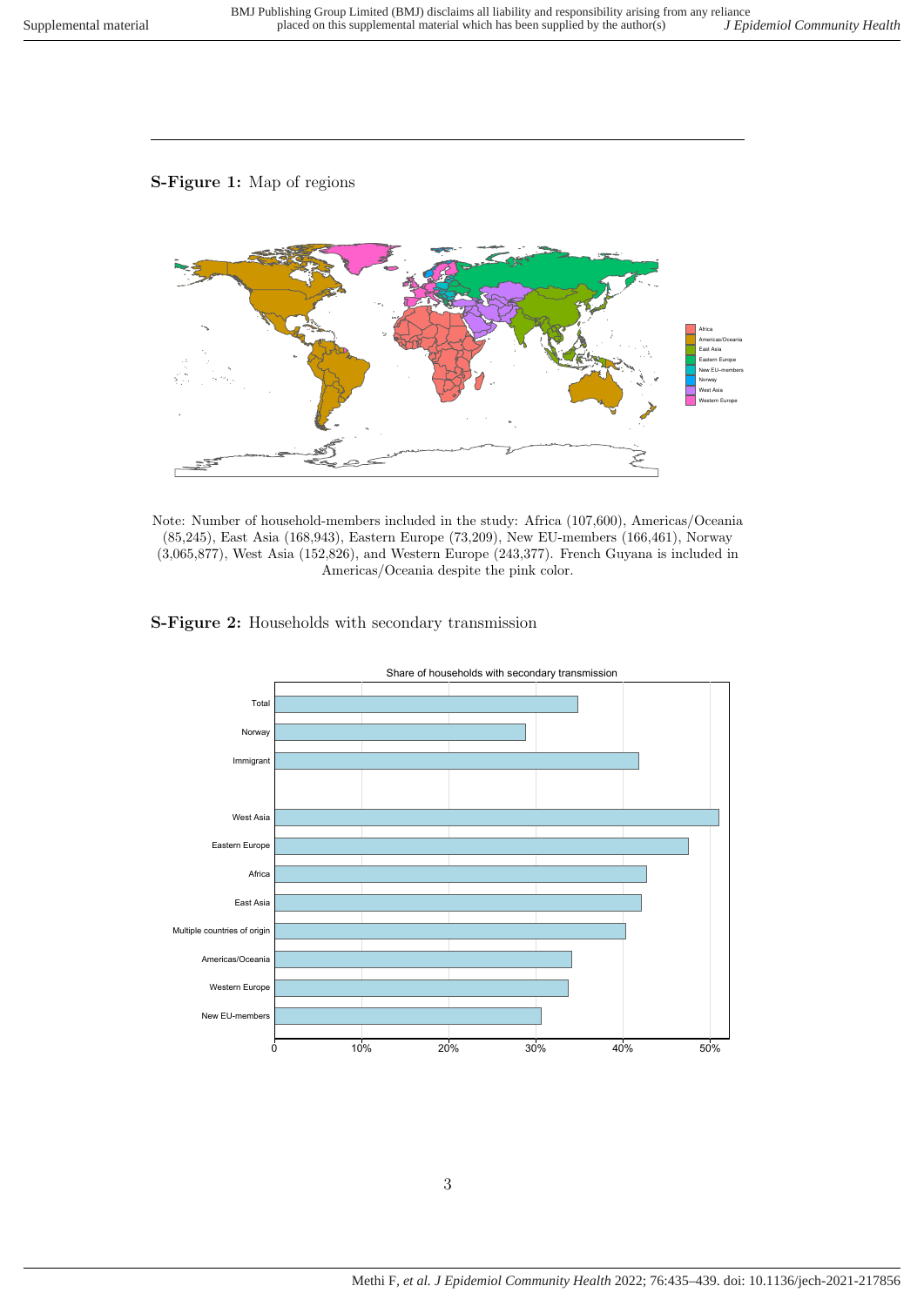**S-Figure 1:** Map of regions

Note: Number of household-members included in the study: Africa (107,600), Americas/Oceania (85,245), East Asia (168,943), Eastern Europe (73,209), New EU-members (166,461), Norway (3,065,877), West Asia (152,826), and Western Europe (243,377). French Guyana is included in Americas/Oceania despite the pink color.

**S-Figure 2:** Households with secondary transmission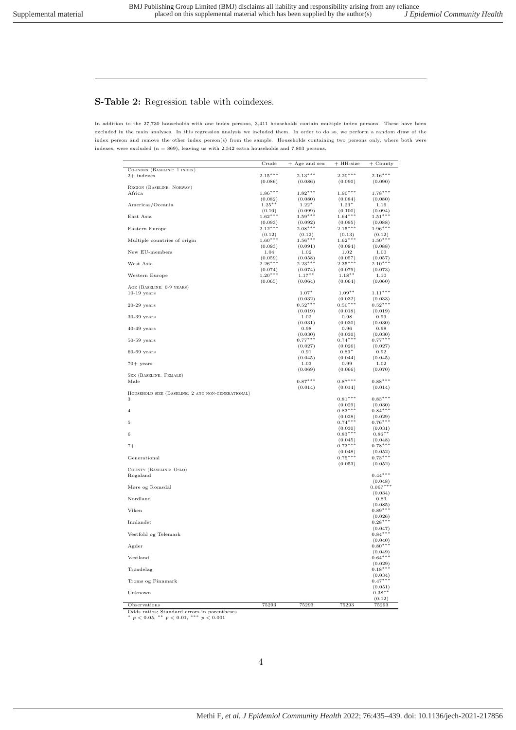## S-Table 2: Regression table with coindexes.

In addition to the 27,730 households with one index persons, 3,411 households contain multiple index persons. These have been excluded in the main analyses. In this regression analysis we included them. In order to do so, we perform a random draw of the index person and remove the other index person(s) from the sample. Households containing two persons only, where both were indexes, were excluded (n = 869), leaving us with 2,542 extra households and 7,803 persons.

| | Crude | + Age and sex | + HH-size | + County |
|---|---|---|---|---|
| Co-index (Baseline: 1 index) | | | | |
| 2+ indexes | 2.15*** | 2.13*** | 2.20*** | 2.16*** |
| | (0.086) | (0.086) | (0.090) | (0.090) |
| Region (Baseline: Norway) | | | | |
| Africa | 1.86*** | 1.82*** | 1.90*** | 1.78*** |
| | (0.082) | (0.080) | (0.084) | (0.080) |
| Americas/Oceania | 1.25** | 1.22* | 1.23* | 1.16 |
| | (0.10) | (0.099) | (0.100) | (0.094) |
| East Asia | 1.62*** | 1.59*** | 1.64*** | 1.51*** |
| | (0.093) | (0.092) | (0.095) | (0.088) |
| Eastern Europe | 2.12*** | 2.08*** | 2.15*** | 1.96*** |
| | (0.12) | (0.12) | (0.13) | (0.12) |
| Multiple countries of origin | 1.60*** | 1.56*** | 1.62*** | 1.50*** |
| | (0.093) | (0.091) | (0.094) | (0.088) |
| New EU-members | 1.04 | 1.02 | 1.02 | 1.00 |
| | (0.059) | (0.058) | (0.057) | (0.057) |
| West Asia | 2.26*** | 2.23*** | 2.35*** | 2.10*** |
| | (0.074) | (0.074) | (0.079) | (0.073) |
| Western Europe | 1.20*** | 1.17** | 1.18** | 1.10 |
| | (0.065) | (0.064) | (0.064) | (0.060) |
| Age (Baseline: 0-9 years) | | | | |
| 10-19 years | | 1.07* | 1.09** | 1.11*** |
| | | (0.032) | (0.032) | (0.033) |
| 20-29 years | | 0.52*** | 0.50*** | 0.52*** |
| | | (0.019) | (0.018) | (0.019) |
| 30-39 years | | 1.02 | 0.98 | 0.99 |
| | | (0.031) | (0.030) | (0.030) |
| 40-49 years | | 0.98 | 0.96 | 0.98 |
| | | (0.030) | (0.030) | (0.030) |
| 50-59 years | | 0.77*** | 0.74*** | 0.77*** |
| | | (0.027) | (0.026) | (0.027) |
| 60-69 years | | 0.91 | 0.89* | 0.92 |
| | | (0.045) | (0.044) | (0.045) |
| 70+ years | | 1.03 | 0.99 | 1.02 |
| | | (0.069) | (0.066) | (0.070) |
| Sex (Baseline: Female) | | | | |
| Male | | 0.87*** | 0.87*** | 0.88*** |
| | | (0.014) | (0.014) | (0.014) |
| Household size (Baseline: 2 and non-generational) | | | | |
| 3 | | | 0.81*** | 0.83*** |
| | | | (0.029) | (0.030) |
| 4 | | | 0.83*** | 0.84*** |
| | | | (0.028) | (0.029) |
| 5 | | | 0.74*** | 0.76*** |
| | | | (0.030) | (0.031) |
| 6 | | | 0.83*** | 0.86** |
| | | | (0.045) | (0.048) |
| 7+ | | | 0.73*** | 0.78*** |
| | | | (0.048) | (0.052) |
| Generational | | | 0.75*** | 0.73*** |
| | | | (0.053) | (0.052) |
| County (Baseline: Oslo) | | | | |
| Rogaland | | | | 0.44*** |
| | | | | (0.048) |
| Møre og Romsdal | | | | 0.067*** |
| | | | | (0.034) |
| Nordland | | | | 0.83 |
| | | | | (0.085) |
| Viken | | | | 0.89*** |
| | | | | (0.026) |
| Innlandet | | | | 0.28*** |
| | | | | (0.047) |
| Vestfold og Telemark | | | | 0.84*** |
| | | | | (0.040) |
| Agder | | | | 0.80*** |
| | | | | (0.049) |
| Vestland | | | | 0.64*** |
| | | | | (0.029) |
| Trøndelag | | | | 0.18*** |
| | | | | (0.034) |
| Troms og Finnmark | | | | 0.47*** |
| | | | | (0.051) |
| Unknown | | | | 0.38** |
| | | | | (0.12) |
| Observations | 75293 | 75293 | 75293 | 75293 |

Odds ratios; Standard errors in parentheses
\* $p < 0.05$, \*\* $p < 0.01$, \*\*\* $p < 0.001$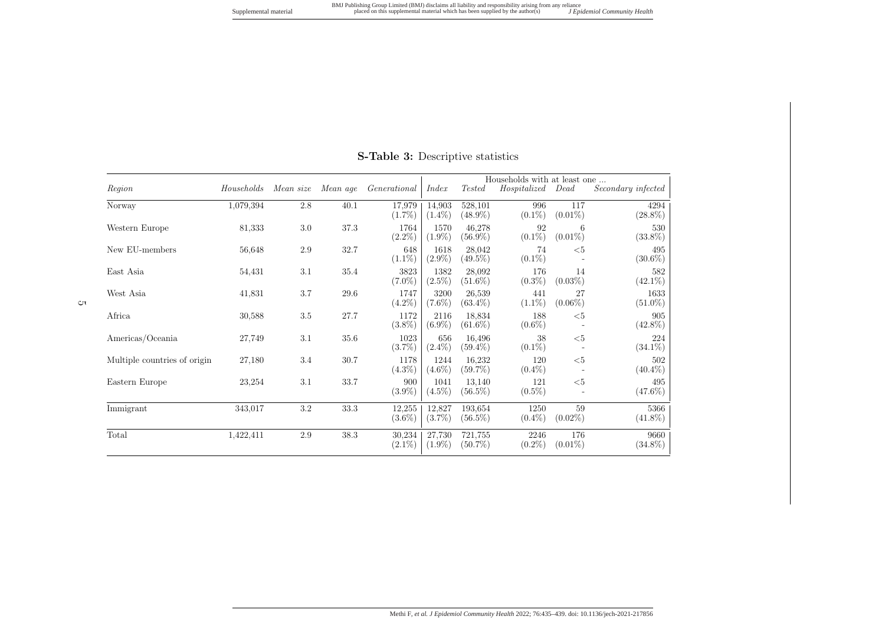**S-Table 3:** Descriptive statistics

| *Region* | *Households* | *Mean size* | *Mean age* | *Generational* | Households with at least one ... *Index* | *Tested* | *Hospitalized* | *Dead* | *Secondary infected* |
|---|---|---|---|---|---|---|---|---|---|
| Norway | 1,079,394 | 2.8 | 40.1 | 17,979 (1.7%) | 14,903 (1.4%) | 528,101 (48.9%) | 996 (0.1%) | 117 (0.01%) | 4294 (28.8%) |
| Western Europe | 81,333 | 3.0 | 37.3 | 1764 (2.2%) | 1570 (1.9%) | 46,278 (56.9%) | 92 (0.1%) | 6 (0.01%) | 530 (33.8%) |
| New EU-members | 56,648 | 2.9 | 32.7 | 648 (1.1%) | 1618 (2.9%) | 28,042 (49.5%) | 74 (0.1%) | <5 - | 495 (30.6%) |
| East Asia | 54,431 | 3.1 | 35.4 | 3823 (7.0%) | 1382 (2.5%) | 28,092 (51.6%) | 176 (0.3%) | 14 (0.03%) | 582 (42.1%) |
| West Asia | 41,831 | 3.7 | 29.6 | 1747 (4.2%) | 3200 (7.6%) | 26,539 (63.4%) | 441 (1.1%) | 27 (0.06%) | 1633 (51.0%) |
| Africa | 30,588 | 3.5 | 27.7 | 1172 (3.8%) | 2116 (6.9%) | 18,834 (61.6%) | 188 (0.6%) | <5 - | 905 (42.8%) |
| Americas/Oceania | 27,749 | 3.1 | 35.6 | 1023 (3.7%) | 656 (2.4%) | 16,496 (59.4%) | 38 (0.1%) | <5 - | 224 (34.1%) |
| Multiple countries of origin | 27,180 | 3.4 | 30.7 | 1178 (4.3%) | 1244 (4.6%) | 16,232 (59.7%) | 120 (0.4%) | <5 - | 502 (40.4%) |
| Eastern Europe | 23,254 | 3.1 | 33.7 | 900 (3.9%) | 1041 (4.5%) | 13,140 (56.5%) | 121 (0.5%) | <5 - | 495 (47.6%) |
| Immigrant | 343,017 | 3.2 | 33.3 | 12,255 (3.6%) | 12,827 (3.7%) | 193,654 (56.5%) | 1250 (0.4%) | 59 (0.02%) | 5366 (41.8%) |
| Total | 1,422,411 | 2.9 | 38.3 | 30,234 (2.1%) | 27,730 (1.9%) | 721,755 (50.7%) | 2246 (0.2%) | 176 (0.01%) | 9660 (34.8%) |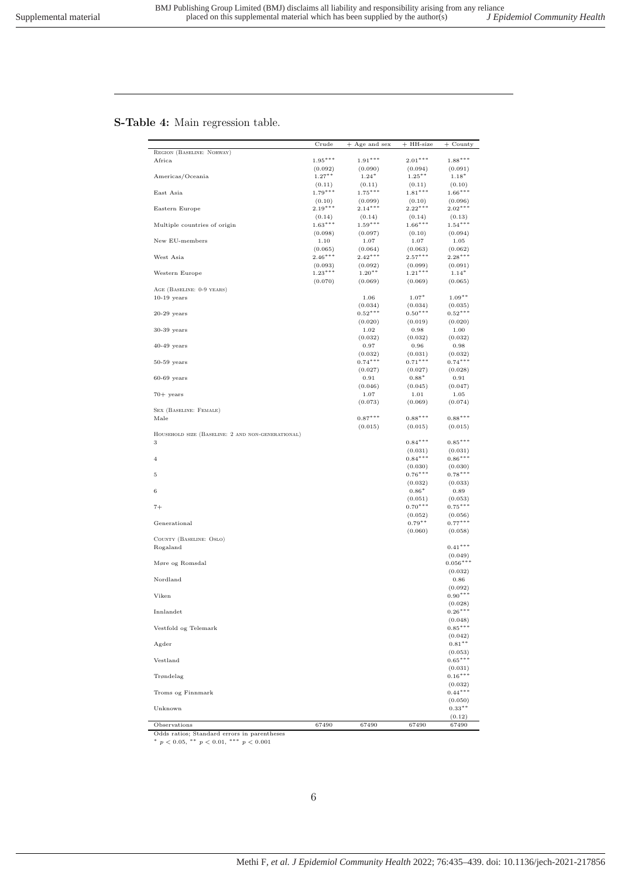## S-Table 4: Main regression table.

| | Crude | + Age and sex | + HH-size | + County |
|---|---|---|---|---|
| Region (Baseline: Norway) | | | | |
| Africa | $1.95^{***}$ | $1.91^{***}$ | $2.01^{***}$ | $1.88^{***}$ |
| | (0.092) | (0.090) | (0.094) | (0.091) |
| Americas/Oceania | $1.27^{**}$ | $1.24^{*}$ | $1.25^{**}$ | $1.18^{*}$ |
| | (0.11) | (0.11) | (0.11) | (0.10) |
| East Asia | $1.79^{***}$ | $1.75^{***}$ | $1.81^{***}$ | $1.66^{***}$ |
| | (0.10) | (0.099) | (0.10) | (0.096) |
| Eastern Europe | $2.19^{***}$ | $2.14^{***}$ | $2.22^{***}$ | $2.02^{***}$ |
| | (0.14) | (0.14) | (0.14) | (0.13) |
| Multiple countries of origin | $1.63^{***}$ | $1.59^{***}$ | $1.66^{***}$ | $1.54^{***}$ |
| | (0.098) | (0.097) | (0.10) | (0.094) |
| New EU-members | 1.10 | 1.07 | 1.07 | 1.05 |
| | (0.065) | (0.064) | (0.063) | (0.062) |
| West Asia | $2.46^{***}$ | $2.42^{***}$ | $2.57^{***}$ | $2.28^{***}$ |
| | (0.093) | (0.092) | (0.099) | (0.091) |
| Western Europe | $1.23^{***}$ | $1.20^{**}$ | $1.21^{***}$ | $1.14^{*}$ |
| | (0.070) | (0.069) | (0.069) | (0.065) |
| Age (Baseline: 0-9 years) | | | | |
| 10-19 years | | 1.06 | $1.07^{*}$ | $1.09^{**}$ |
| | | (0.034) | (0.034) | (0.035) |
| 20-29 years | | $0.52^{***}$ | $0.50^{***}$ | $0.52^{***}$ |
| | | (0.020) | (0.019) | (0.020) |
| 30-39 years | | 1.02 | 0.98 | 1.00 |
| | | (0.032) | (0.032) | (0.032) |
| 40-49 years | | 0.97 | 0.96 | 0.98 |
| | | (0.032) | (0.031) | (0.032) |
| 50-59 years | | $0.74^{***}$ | $0.71^{***}$ | $0.74^{***}$ |
| | | (0.027) | (0.027) | (0.028) |
| 60-69 years | | 0.91 | $0.88^{*}$ | 0.91 |
| | | (0.046) | (0.045) | (0.047) |
| 70+ years | | 1.07 | 1.01 | 1.05 |
| | | (0.073) | (0.069) | (0.074) |
| Sex (Baseline: Female) | | | | |
| Male | | $0.87^{***}$ | $0.88^{***}$ | $0.88^{***}$ |
| | | (0.015) | (0.015) | (0.015) |
| Household size (Baseline: 2 and non-generational) | | | | |
| 3 | | | $0.84^{***}$ | $0.85^{***}$ |
| | | | (0.031) | (0.031) |
| 4 | | | $0.84^{***}$ | $0.86^{***}$ |
| | | | (0.030) | (0.030) |
| 5 | | | $0.76^{***}$ | $0.78^{***}$ |
| | | | (0.032) | (0.033) |
| 6 | | | $0.86^{*}$ | 0.89 |
| | | | (0.051) | (0.053) |
| 7+ | | | $0.70^{***}$ | $0.75^{***}$ |
| | | | (0.052) | (0.056) |
| Generational | | | $0.79^{**}$ | $0.77^{***}$ |
| | | | (0.060) | (0.058) |
| County (Baseline: Oslo) | | | | |
| Rogaland | | | | $0.41^{***}$ |
| | | | | (0.049) |
| Møre og Romsdal | | | | $0.056^{***}$ |
| | | | | (0.032) |
| Nordland | | | | 0.86 |
| | | | | (0.092) |
| Viken | | | | $0.90^{***}$ |
| | | | | (0.028) |
| Innlandet | | | | $0.26^{***}$ |
| | | | | (0.048) |
| Vestfold og Telemark | | | | $0.85^{***}$ |
| | | | | (0.042) |
| Agder | | | | $0.81^{**}$ |
| | | | | (0.053) |
| Vestland | | | | $0.65^{***}$ |
| | | | | (0.031) |
| Trøndelag | | | | $0.16^{***}$ |
| | | | | (0.032) |
| Troms og Finnmark | | | | $0.44^{***}$ |
| | | | | (0.050) |
| Unknown | | | | $0.33^{**}$ |
| | | | | (0.12) |
| Observations | 67490 | 67490 | 67490 | 67490 |

Odds ratios; Standard errors in parentheses

$^{*}$ $p < 0.05$, $^{**}$ $p < 0.01$, $^{***}$ $p < 0.001$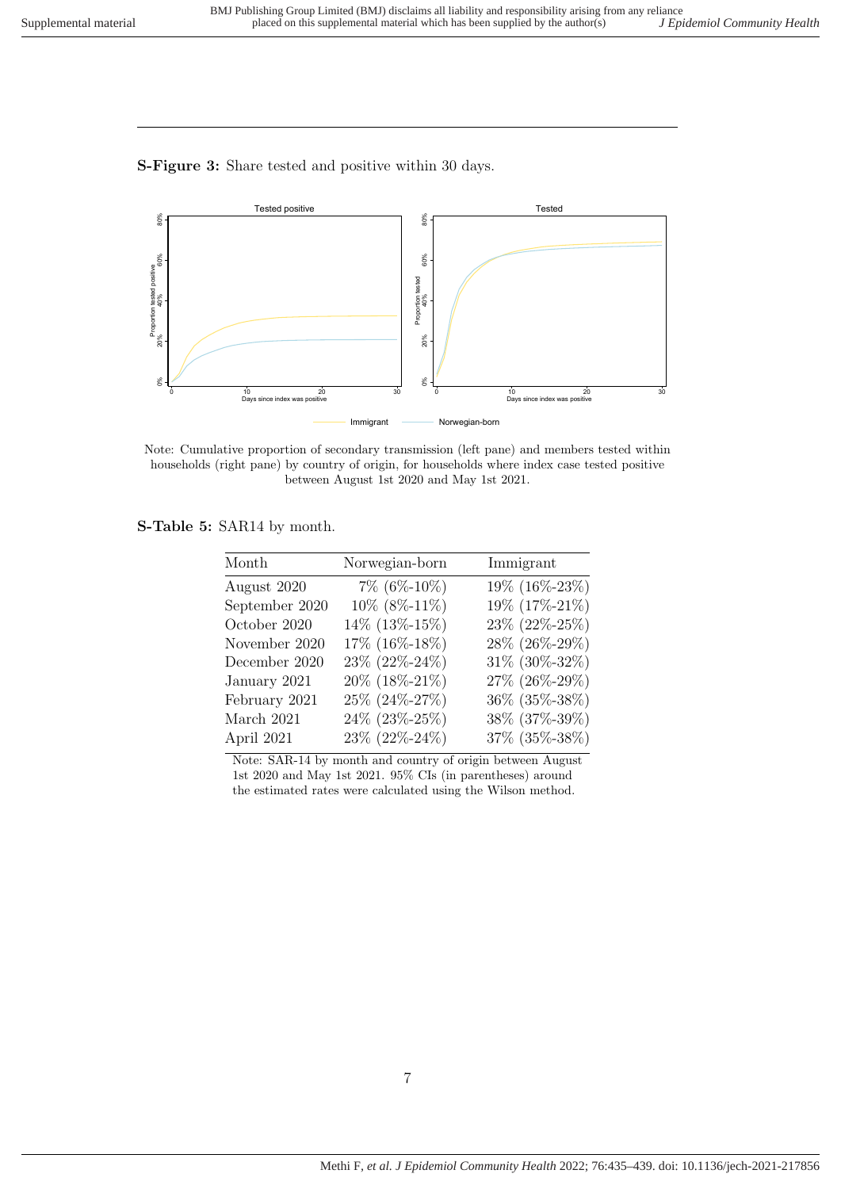**S-Figure 3:** Share tested and positive within 30 days.

Tested positive

Proportion tested positive

0%
20%
40%
60%
80%

0
10
20
30

Days since index was positive

Tested

Proportion tested

0%
20%
40%
60%
80%

0
10
20
30

Days since index was positive

Immigrant
Norwegian-born

Note: Cumulative proportion of secondary transmission (left pane) and members tested within households (right pane) by country of origin, for households where index case tested positive between August 1st 2020 and May 1st 2021.

**S-Table 5:** SAR14 by month.

| Month | Norwegian-born | Immigrant |
|---|---|---|
| August 2020 | 7% (6%-10%) | 19% (16%-23%) |
| September 2020 | 10% (8%-11%) | 19% (17%-21%) |
| October 2020 | 14% (13%-15%) | 23% (22%-25%) |
| November 2020 | 17% (16%-18%) | 28% (26%-29%) |
| December 2020 | 23% (22%-24%) | 31% (30%-32%) |
| January 2021 | 20% (18%-21%) | 27% (26%-29%) |
| February 2021 | 25% (24%-27%) | 36% (35%-38%) |
| March 2021 | 24% (23%-25%) | 38% (37%-39%) |
| April 2021 | 23% (22%-24%) | 37% (35%-38%) |

Note: SAR-14 by month and country of origin between August 1st 2020 and May 1st 2021. 95% CIs (in parentheses) around the estimated rates were calculated using the Wilson method.